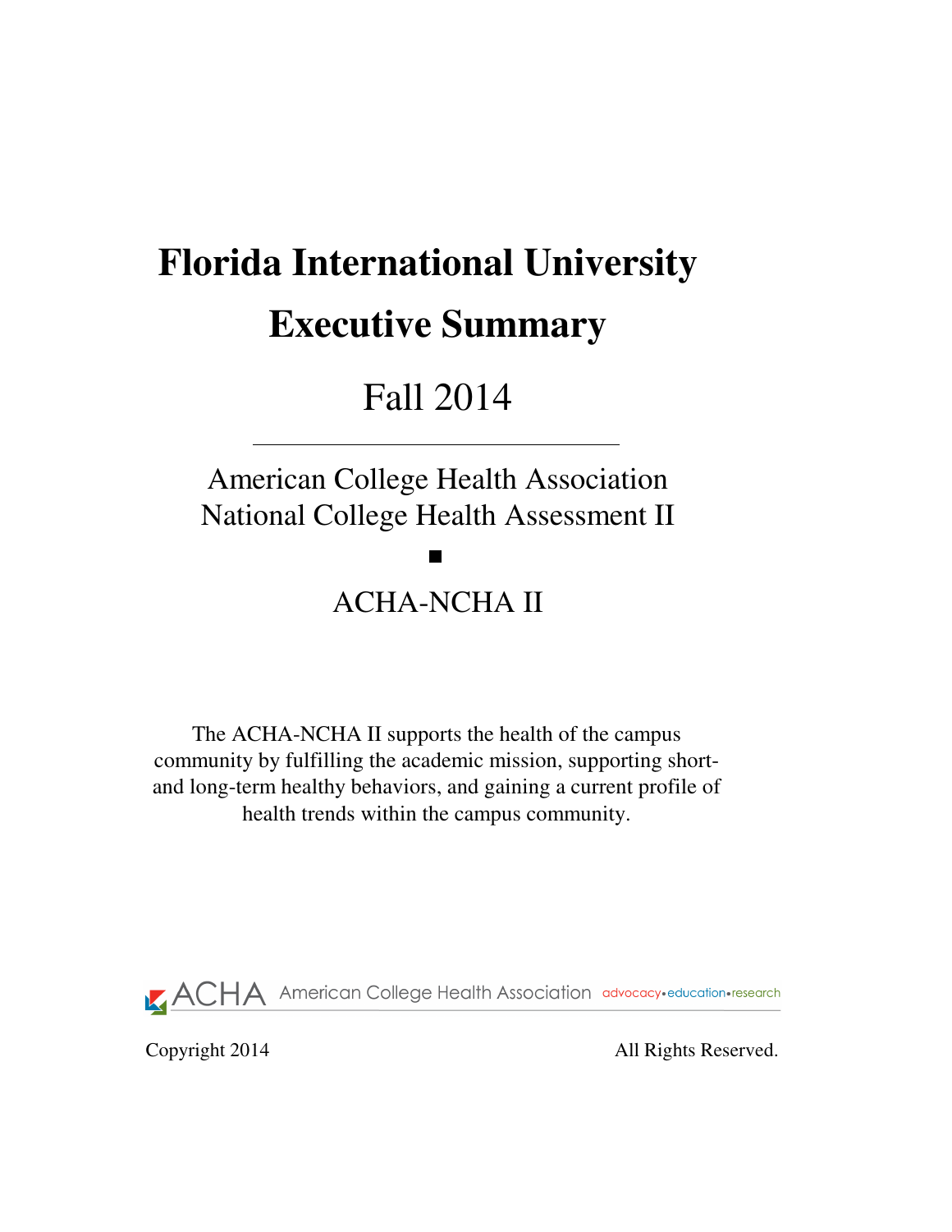# Florida International University

# Executive Summary

## Fall 2014

American College Health Association
National College Health Assessment II

■

ACHA-NCHA II

The ACHA-NCHA II supports the health of the campus community by fulfilling the academic mission, supporting short- and long-term healthy behaviors, and gaining a current profile of health trends within the campus community.

ACHA American College Health Association advocacy•education•research

Copyright 2014 All Rights Reserved.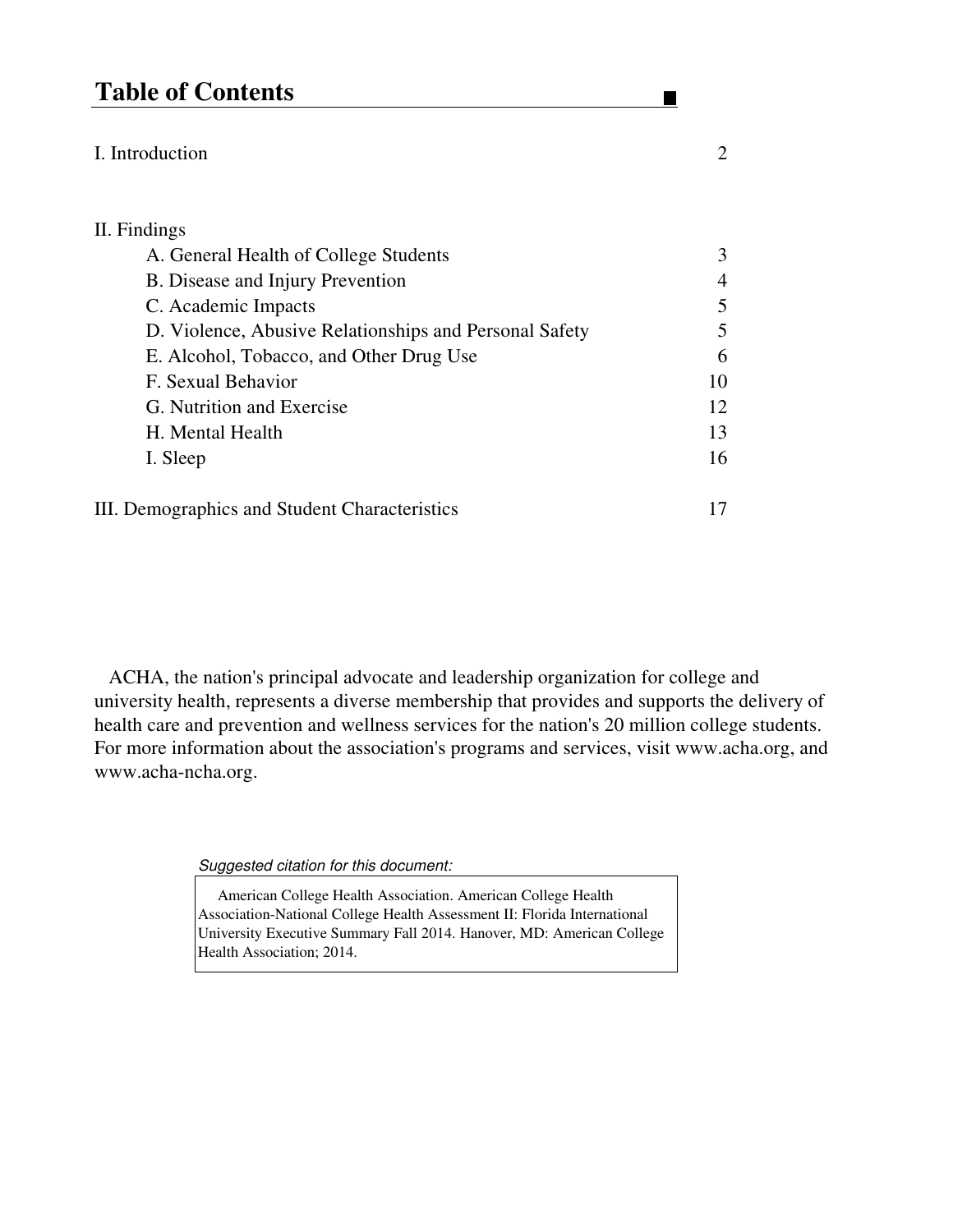# Table of Contents

| | |
|---|---|
| I. Introduction | 2 |
| II. Findings | |
| A. General Health of College Students | 3 |
| B. Disease and Injury Prevention | 4 |
| C. Academic Impacts | 5 |
| D. Violence, Abusive Relationships and Personal Safety | 5 |
| E. Alcohol, Tobacco, and Other Drug Use | 6 |
| F. Sexual Behavior | 10 |
| G. Nutrition and Exercise | 12 |
| H. Mental Health | 13 |
| I. Sleep | 16 |
| III. Demographics and Student Characteristics | 17 |

ACHA, the nation's principal advocate and leadership organization for college and university health, represents a diverse membership that provides and supports the delivery of health care and prevention and wellness services for the nation's 20 million college students. For more information about the association's programs and services, visit www.acha.org, and www.acha-ncha.org.

*Suggested citation for this document:*

American College Health Association. American College Health Association-National College Health Assessment II: Florida International University Executive Summary Fall 2014. Hanover, MD: American College Health Association; 2014.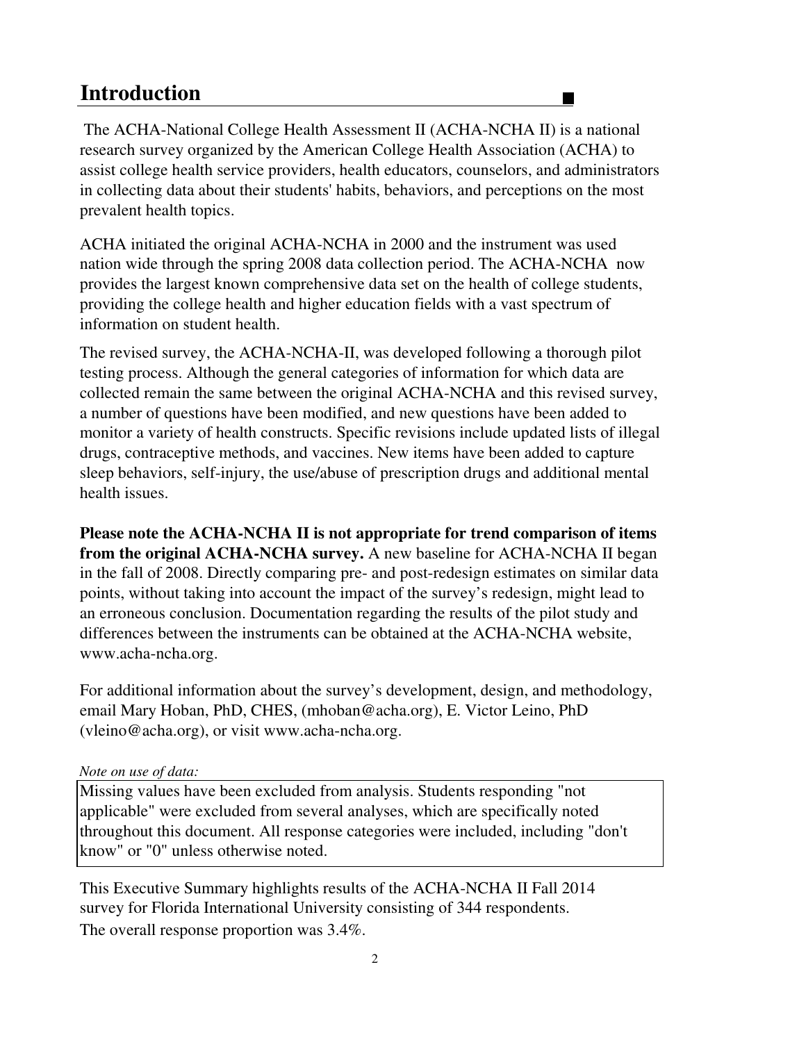# Introduction

The ACHA-National College Health Assessment II (ACHA-NCHA II) is a national research survey organized by the American College Health Association (ACHA) to assist college health service providers, health educators, counselors, and administrators in collecting data about their students' habits, behaviors, and perceptions on the most prevalent health topics.

ACHA initiated the original ACHA-NCHA in 2000 and the instrument was used nation wide through the spring 2008 data collection period. The ACHA-NCHA now provides the largest known comprehensive data set on the health of college students, providing the college health and higher education fields with a vast spectrum of information on student health.

The revised survey, the ACHA-NCHA-II, was developed following a thorough pilot testing process. Although the general categories of information for which data are collected remain the same between the original ACHA-NCHA and this revised survey, a number of questions have been modified, and new questions have been added to monitor a variety of health constructs. Specific revisions include updated lists of illegal drugs, contraceptive methods, and vaccines. New items have been added to capture sleep behaviors, self-injury, the use/abuse of prescription drugs and additional mental health issues.

**Please note the ACHA-NCHA II is not appropriate for trend comparison of items from the original ACHA-NCHA survey.** A new baseline for ACHA-NCHA II began in the fall of 2008. Directly comparing pre- and post-redesign estimates on similar data points, without taking into account the impact of the survey's redesign, might lead to an erroneous conclusion. Documentation regarding the results of the pilot study and differences between the instruments can be obtained at the ACHA-NCHA website, www.acha-ncha.org.

For additional information about the survey's development, design, and methodology, email Mary Hoban, PhD, CHES, (mhoban@acha.org), E. Victor Leino, PhD (vleino@acha.org), or visit www.acha-ncha.org.

*Note on use of data:*

Missing values have been excluded from analysis. Students responding "not applicable" were excluded from several analyses, which are specifically noted throughout this document. All response categories were included, including "don't know" or "0" unless otherwise noted.

This Executive Summary highlights results of the ACHA-NCHA II Fall 2014 survey for Florida International University consisting of 344 respondents. The overall response proportion was 3.4%.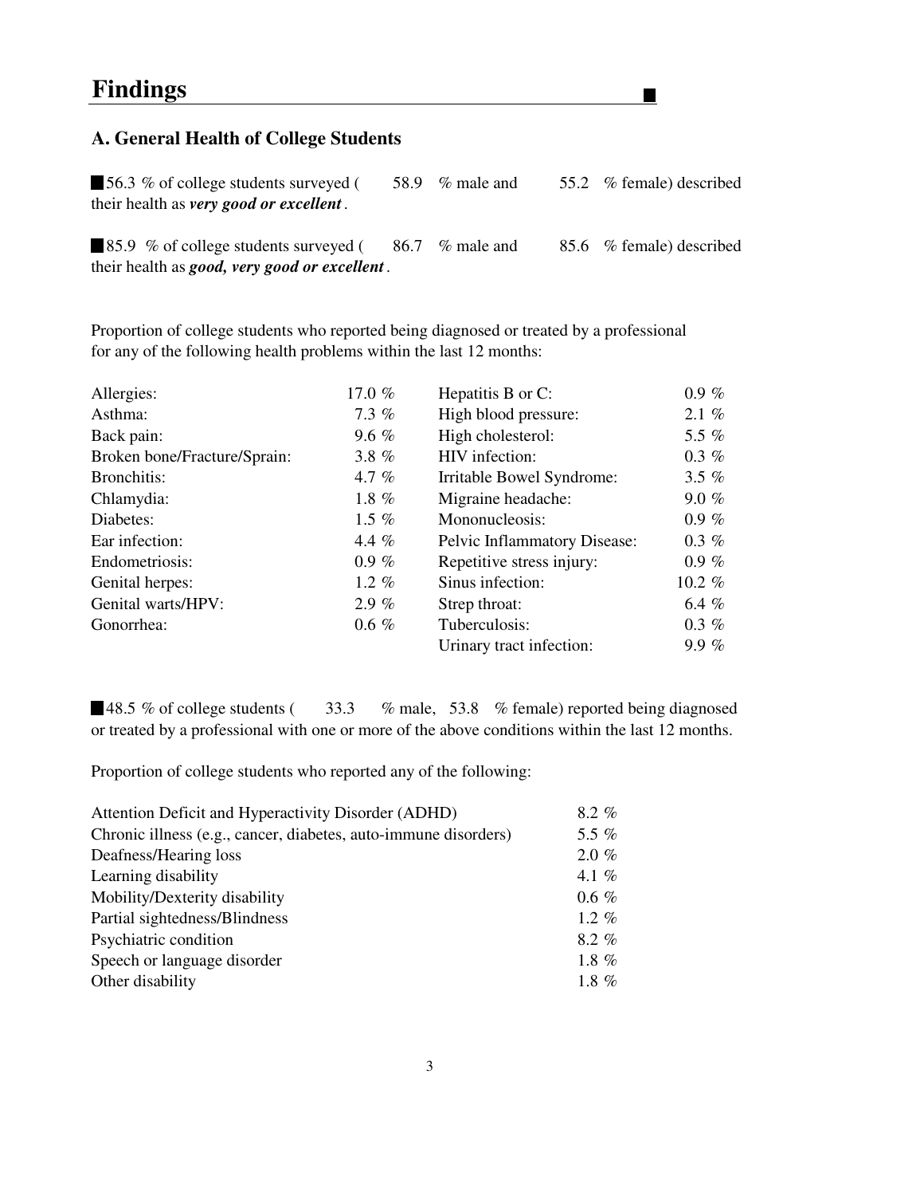# Findings

## A. General Health of College Students

- 56.3 % of college students surveyed ( 58.9 % male and 55.2 % female) described their health as ***very good or excellent***.

- 85.9 % of college students surveyed ( 86.7 % male and 85.6 % female) described their health as ***good, very good or excellent***.

Proportion of college students who reported being diagnosed or treated by a professional for any of the following health problems within the last 12 months:

| | | | |
|---|---|---|---|
| Allergies: | 17.0 % | Hepatitis B or C: | 0.9 % |
| Asthma: | 7.3 % | High blood pressure: | 2.1 % |
| Back pain: | 9.6 % | High cholesterol: | 5.5 % |
| Broken bone/Fracture/Sprain: | 3.8 % | HIV infection: | 0.3 % |
| Bronchitis: | 4.7 % | Irritable Bowel Syndrome: | 3.5 % |
| Chlamydia: | 1.8 % | Migraine headache: | 9.0 % |
| Diabetes: | 1.5 % | Mononucleosis: | 0.9 % |
| Ear infection: | 4.4 % | Pelvic Inflammatory Disease: | 0.3 % |
| Endometriosis: | 0.9 % | Repetitive stress injury: | 0.9 % |
| Genital herpes: | 1.2 % | Sinus infection: | 10.2 % |
| Genital warts/HPV: | 2.9 % | Strep throat: | 6.4 % |
| Gonorrhea: | 0.6 % | Tuberculosis: | 0.3 % |
| | | Urinary tract infection: | 9.9 % |

- 48.5 % of college students ( 33.3 % male, 53.8 % female) reported being diagnosed or treated by a professional with one or more of the above conditions within the last 12 months.

Proportion of college students who reported any of the following:

| | |
|---|---|
| Attention Deficit and Hyperactivity Disorder (ADHD) | 8.2 % |
| Chronic illness (e.g., cancer, diabetes, auto-immune disorders) | 5.5 % |
| Deafness/Hearing loss | 2.0 % |
| Learning disability | 4.1 % |
| Mobility/Dexterity disability | 0.6 % |
| Partial sightedness/Blindness | 1.2 % |
| Psychiatric condition | 8.2 % |
| Speech or language disorder | 1.8 % |
| Other disability | 1.8 % |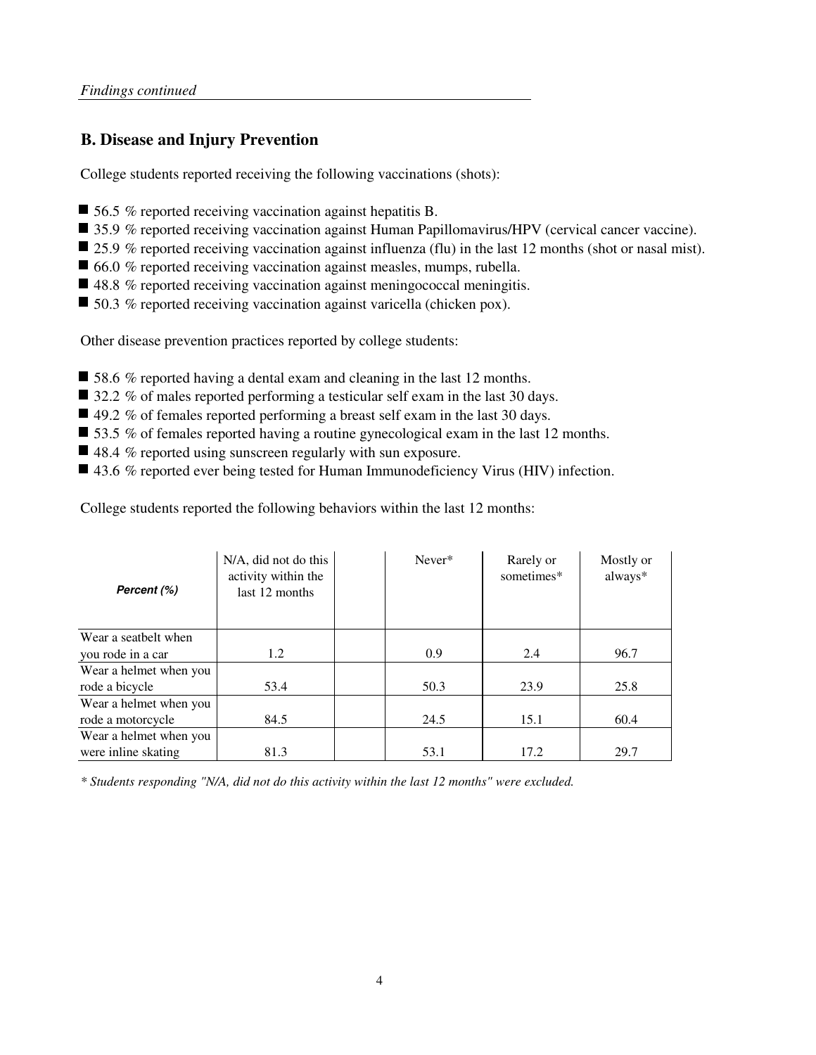*Findings continued*

## B. Disease and Injury Prevention

College students reported receiving the following vaccinations (shots):

- 56.5 % reported receiving vaccination against hepatitis B.
- 35.9 % reported receiving vaccination against Human Papillomavirus/HPV (cervical cancer vaccine).
- 25.9 % reported receiving vaccination against influenza (flu) in the last 12 months (shot or nasal mist).
- 66.0 % reported receiving vaccination against measles, mumps, rubella.
- 48.8 % reported receiving vaccination against meningococcal meningitis.
- 50.3 % reported receiving vaccination against varicella (chicken pox).

Other disease prevention practices reported by college students:

- 58.6 % reported having a dental exam and cleaning in the last 12 months.
- 32.2 % of males reported performing a testicular self exam in the last 30 days.
- 49.2 % of females reported performing a breast self exam in the last 30 days.
- 53.5 % of females reported having a routine gynecological exam in the last 12 months.
- 48.4 % reported using sunscreen regularly with sun exposure.
- 43.6 % reported ever being tested for Human Immunodeficiency Virus (HIV) infection.

College students reported the following behaviors within the last 12 months:

| ***Percent (%)*** | N/A, did not do this activity within the last 12 months | | Never* | Rarely or sometimes* | Mostly or always* |
|---|---|---|---|---|---|
| Wear a seatbelt when you rode in a car | 1.2 | | 0.9 | 2.4 | 96.7 |
| Wear a helmet when you rode a bicycle | 53.4 | | 50.3 | 23.9 | 25.8 |
| Wear a helmet when you rode a motorcycle | 84.5 | | 24.5 | 15.1 | 60.4 |
| Wear a helmet when you were inline skating | 81.3 | | 53.1 | 17.2 | 29.7 |

*\* Students responding "N/A, did not do this activity within the last 12 months" were excluded.*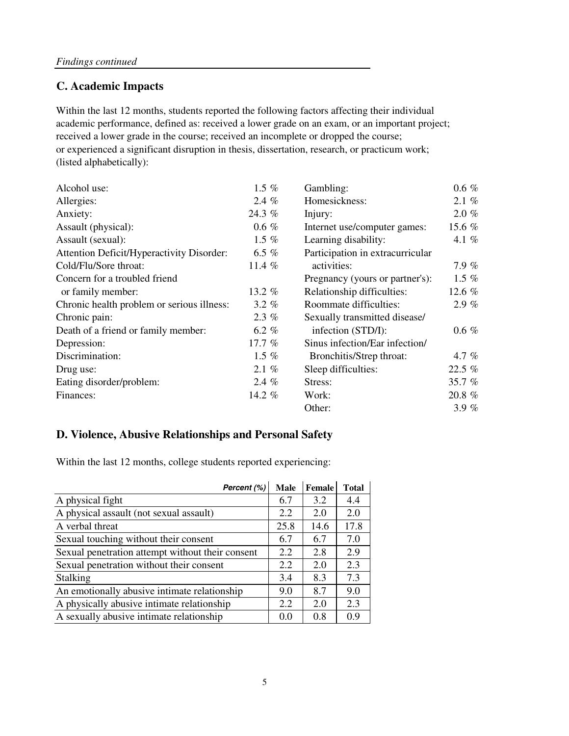*Findings continued*

## C. Academic Impacts

Within the last 12 months, students reported the following factors affecting their individual academic performance, defined as: received a lower grade on an exam, or an important project; received a lower grade in the course; received an incomplete or dropped the course; or experienced a significant disruption in thesis, dissertation, research, or practicum work; (listed alphabetically):

| | |
|---|---|
| Alcohol use: | 1.5 % |
| Allergies: | 2.4 % |
| Anxiety: | 24.3 % |
| Assault (physical): | 0.6 % |
| Assault (sexual): | 1.5 % |
| Attention Deficit/Hyperactivity Disorder: | 6.5 % |
| Cold/Flu/Sore throat: | 11.4 % |
| Concern for a troubled friend or family member: | 13.2 % |
| Chronic health problem or serious illness: | 3.2 % |
| Chronic pain: | 2.3 % |
| Death of a friend or family member: | 6.2 % |
| Depression: | 17.7 % |
| Discrimination: | 1.5 % |
| Drug use: | 2.1 % |
| Eating disorder/problem: | 2.4 % |
| Finances: | 14.2 % |
| Gambling: | 0.6 % |
| Homesickness: | 2.1 % |
| Injury: | 2.0 % |
| Internet use/computer games: | 15.6 % |
| Learning disability: | 4.1 % |
| Participation in extracurricular activities: | 7.9 % |
| Pregnancy (yours or partner's): | 1.5 % |
| Relationship difficulties: | 12.6 % |
| Roommate difficulties: | 2.9 % |
| Sexually transmitted disease/infection (STD/I): | 0.6 % |
| Sinus infection/Ear infection/Bronchitis/Strep throat: | 4.7 % |
| Sleep difficulties: | 22.5 % |
| Stress: | 35.7 % |
| Work: | 20.8 % |
| Other: | 3.9 % |

## D. Violence, Abusive Relationships and Personal Safety

Within the last 12 months, college students reported experiencing:

| *Percent (%)* | Male | Female | Total |
|---|---|---|---|
| A physical fight | 6.7 | 3.2 | 4.4 |
| A physical assault (not sexual assault) | 2.2 | 2.0 | 2.0 |
| A verbal threat | 25.8 | 14.6 | 17.8 |
| Sexual touching without their consent | 6.7 | 6.7 | 7.0 |
| Sexual penetration attempt without their consent | 2.2 | 2.8 | 2.9 |
| Sexual penetration without their consent | 2.2 | 2.0 | 2.3 |
| Stalking | 3.4 | 8.3 | 7.3 |
| An emotionally abusive intimate relationship | 9.0 | 8.7 | 9.0 |
| A physically abusive intimate relationship | 2.2 | 2.0 | 2.3 |
| A sexually abusive intimate relationship | 0.0 | 0.8 | 0.9 |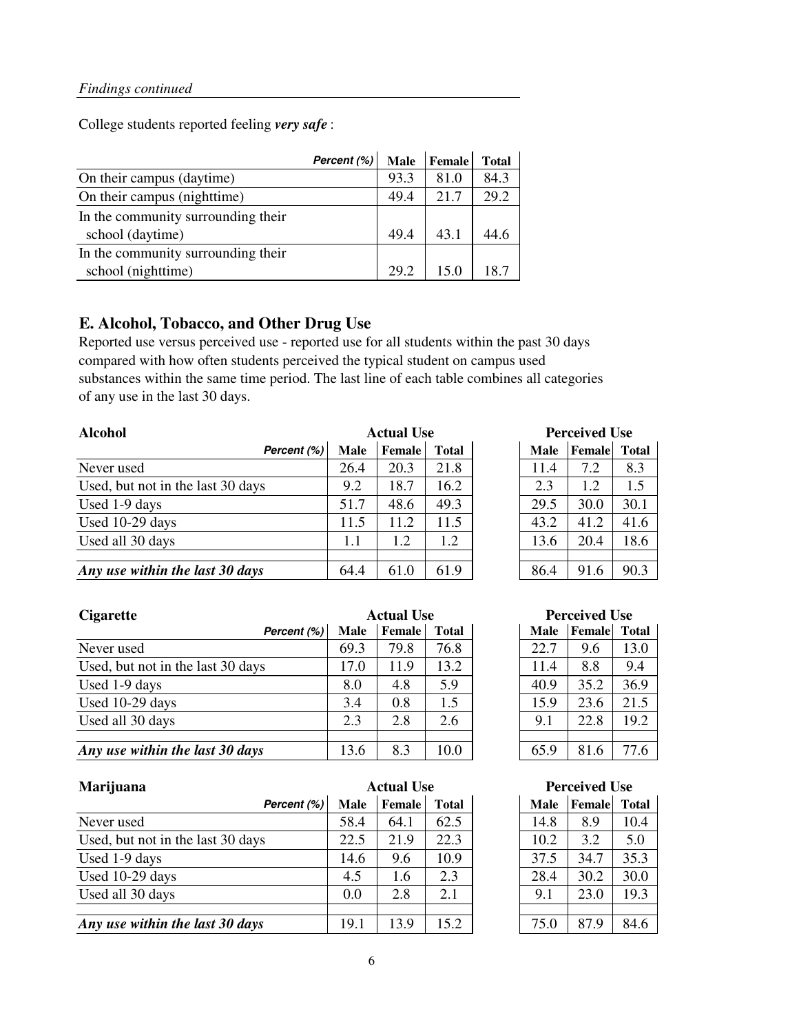*Findings continued*

College students reported feeling ***very safe*** :

| Percent (%) | Male | Female | Total |
|---|---|---|---|
| On their campus (daytime) | 93.3 | 81.0 | 84.3 |
| On their campus (nighttime) | 49.4 | 21.7 | 29.2 |
| In the community surrounding their school (daytime) | 49.4 | 43.1 | 44.6 |
| In the community surrounding their school (nighttime) | 29.2 | 15.0 | 18.7 |

## E. Alcohol, Tobacco, and Other Drug Use

Reported use versus perceived use - reported use for all students within the past 30 days compared with how often students perceived the typical student on campus used substances within the same time period. The last line of each table combines all categories of any use in the last 30 days.

| **Alcohol** | Actual Use | | | Perceived Use | | |
|---|---|---|---|---|---|---|
| Percent (%) | Male | Female | Total | Male | Female | Total |
| Never used | 26.4 | 20.3 | 21.8 | 11.4 | 7.2 | 8.3 |
| Used, but not in the last 30 days | 9.2 | 18.7 | 16.2 | 2.3 | 1.2 | 1.5 |
| Used 1-9 days | 51.7 | 48.6 | 49.3 | 29.5 | 30.0 | 30.1 |
| Used 10-29 days | 11.5 | 11.2 | 11.5 | 43.2 | 41.2 | 41.6 |
| Used all 30 days | 1.1 | 1.2 | 1.2 | 13.6 | 20.4 | 18.6 |
| ***Any use within the last 30 days*** | 64.4 | 61.0 | 61.9 | 86.4 | 91.6 | 90.3 |

| **Cigarette** | Actual Use | | | Perceived Use | | |
|---|---|---|---|---|---|---|
| Percent (%) | Male | Female | Total | Male | Female | Total |
| Never used | 69.3 | 79.8 | 76.8 | 22.7 | 9.6 | 13.0 |
| Used, but not in the last 30 days | 17.0 | 11.9 | 13.2 | 11.4 | 8.8 | 9.4 |
| Used 1-9 days | 8.0 | 4.8 | 5.9 | 40.9 | 35.2 | 36.9 |
| Used 10-29 days | 3.4 | 0.8 | 1.5 | 15.9 | 23.6 | 21.5 |
| Used all 30 days | 2.3 | 2.8 | 2.6 | 9.1 | 22.8 | 19.2 |
| ***Any use within the last 30 days*** | 13.6 | 8.3 | 10.0 | 65.9 | 81.6 | 77.6 |

| **Marijuana** | Actual Use | | | Perceived Use | | |
|---|---|---|---|---|---|---|
| Percent (%) | Male | Female | Total | Male | Female | Total |
| Never used | 58.4 | 64.1 | 62.5 | 14.8 | 8.9 | 10.4 |
| Used, but not in the last 30 days | 22.5 | 21.9 | 22.3 | 10.2 | 3.2 | 5.0 |
| Used 1-9 days | 14.6 | 9.6 | 10.9 | 37.5 | 34.7 | 35.3 |
| Used 10-29 days | 4.5 | 1.6 | 2.3 | 28.4 | 30.2 | 30.0 |
| Used all 30 days | 0.0 | 2.8 | 2.1 | 9.1 | 23.0 | 19.3 |
| ***Any use within the last 30 days*** | 19.1 | 13.9 | 15.2 | 75.0 | 87.9 | 84.6 |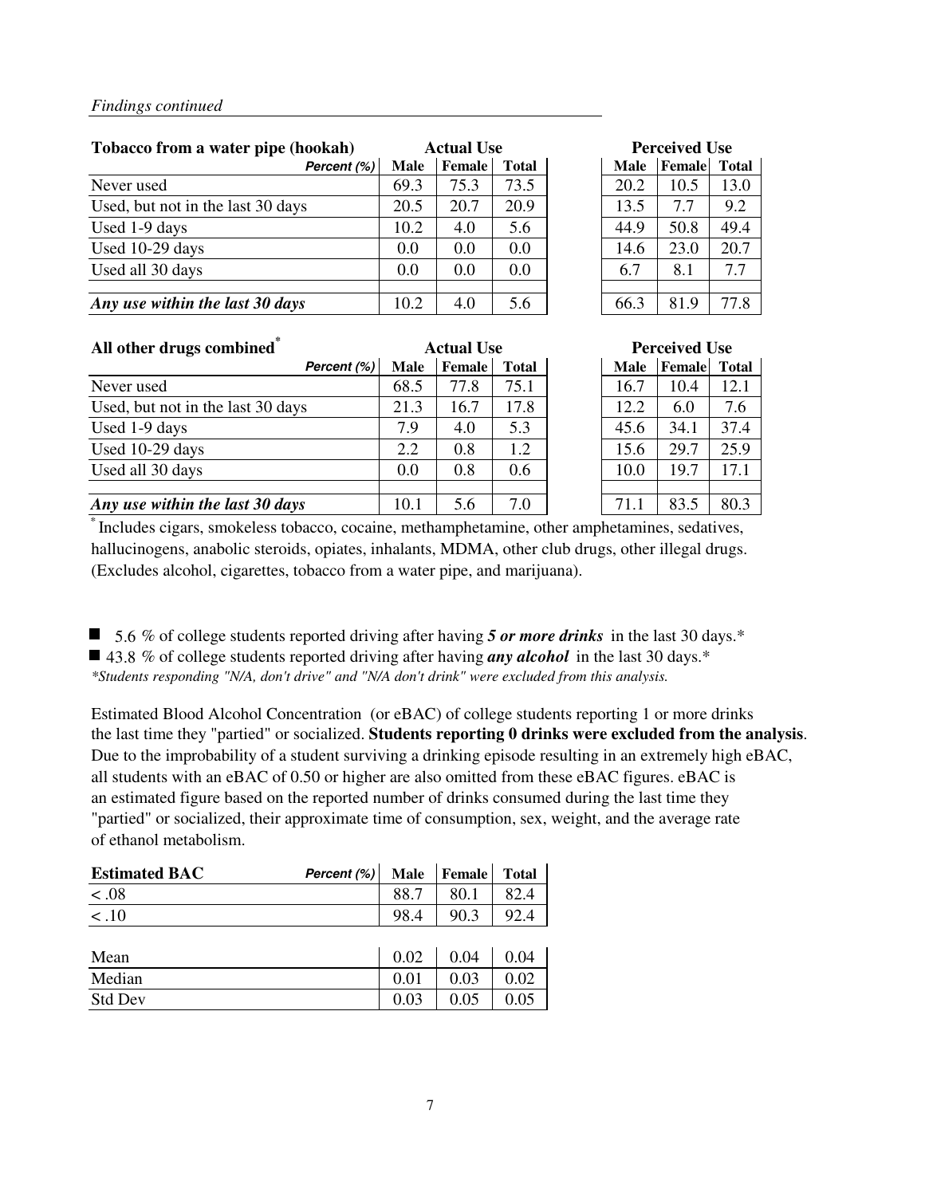*Findings continued*

| Tobacco from a water pipe (hookah) | Actual Use | | | Perceived Use | | |
|---|---|---|---|---|---|---|
| *Percent (%)* | Male | Female | Total | Male | Female | Total |
| Never used | 69.3 | 75.3 | 73.5 | 20.2 | 10.5 | 13.0 |
| Used, but not in the last 30 days | 20.5 | 20.7 | 20.9 | 13.5 | 7.7 | 9.2 |
| Used 1-9 days | 10.2 | 4.0 | 5.6 | 44.9 | 50.8 | 49.4 |
| Used 10-29 days | 0.0 | 0.0 | 0.0 | 14.6 | 23.0 | 20.7 |
| Used all 30 days | 0.0 | 0.0 | 0.0 | 6.7 | 8.1 | 7.7 |
| ***Any use within the last 30 days*** | 10.2 | 4.0 | 5.6 | 66.3 | 81.9 | 77.8 |

| All other drugs combined* | Actual Use | | | Perceived Use | | |
|---|---|---|---|---|---|---|
| *Percent (%)* | Male | Female | Total | Male | Female | Total |
| Never used | 68.5 | 77.8 | 75.1 | 16.7 | 10.4 | 12.1 |
| Used, but not in the last 30 days | 21.3 | 16.7 | 17.8 | 12.2 | 6.0 | 7.6 |
| Used 1-9 days | 7.9 | 4.0 | 5.3 | 45.6 | 34.1 | 37.4 |
| Used 10-29 days | 2.2 | 0.8 | 1.2 | 15.6 | 29.7 | 25.9 |
| Used all 30 days | 0.0 | 0.8 | 0.6 | 10.0 | 19.7 | 17.1 |
| ***Any use within the last 30 days*** | 10.1 | 5.6 | 7.0 | 71.1 | 83.5 | 80.3 |

* Includes cigars, smokeless tobacco, cocaine, methamphetamine, other amphetamines, sedatives, hallucinogens, anabolic steroids, opiates, inhalants, MDMA, other club drugs, other illegal drugs. (Excludes alcohol, cigarettes, tobacco from a water pipe, and marijuana).

- 5.6 % of college students reported driving after having ***5 or more drinks*** in the last 30 days.*
- 43.8 % of college students reported driving after having ***any alcohol*** in the last 30 days.*

*\*Students responding "N/A, don't drive" and "N/A don't drink" were excluded from this analysis.*

Estimated Blood Alcohol Concentration (or eBAC) of college students reporting 1 or more drinks the last time they "partied" or socialized. **Students reporting 0 drinks were excluded from the analysis**. Due to the improbability of a student surviving a drinking episode resulting in an extremely high eBAC, all students with an eBAC of 0.50 or higher are also omitted from these eBAC figures. eBAC is an estimated figure based on the reported number of drinks consumed during the last time they "partied" or socialized, their approximate time of consumption, sex, weight, and the average rate of ethanol metabolism.

| Estimated BAC *Percent (%)* | Male | Female | Total |
|---|---|---|---|
| < .08 | 88.7 | 80.1 | 82.4 |
| < .10 | 98.4 | 90.3 | 92.4 |
| | | | |
| Mean | 0.02 | 0.04 | 0.04 |
| Median | 0.01 | 0.03 | 0.02 |
| Std Dev | 0.03 | 0.05 | 0.05 |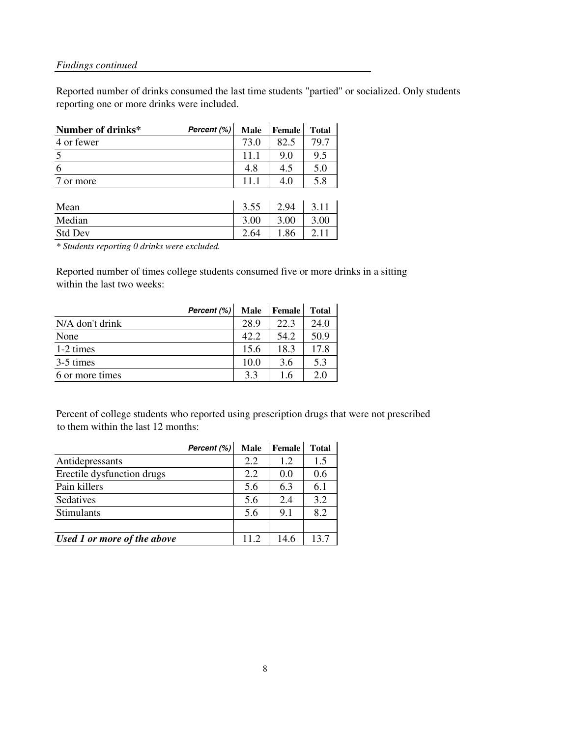*Findings continued*

Reported number of drinks consumed the last time students "partied" or socialized. Only students reporting one or more drinks were included.

| **Number of drinks*** Percent (%) | **Male** | **Female** | **Total** |
|---|---|---|---|
| 4 or fewer | 73.0 | 82.5 | 79.7 |
| 5 | 11.1 | 9.0 | 9.5 |
| 6 | 4.8 | 4.5 | 5.0 |
| 7 or more | 11.1 | 4.0 | 5.8 |
| | | | |
| Mean | 3.55 | 2.94 | 3.11 |
| Median | 3.00 | 3.00 | 3.00 |
| Std Dev | 2.64 | 1.86 | 2.11 |

*\* Students reporting 0 drinks were excluded.*

Reported number of times college students consumed five or more drinks in a sitting within the last two weeks:

| Percent (%) | **Male** | **Female** | **Total** |
|---|---|---|---|
| N/A don't drink | 28.9 | 22.3 | 24.0 |
| None | 42.2 | 54.2 | 50.9 |
| 1-2 times | 15.6 | 18.3 | 17.8 |
| 3-5 times | 10.0 | 3.6 | 5.3 |
| 6 or more times | 3.3 | 1.6 | 2.0 |

Percent of college students who reported using prescription drugs that were not prescribed to them within the last 12 months:

| Percent (%) | **Male** | **Female** | **Total** |
|---|---|---|---|
| Antidepressants | 2.2 | 1.2 | 1.5 |
| Erectile dysfunction drugs | 2.2 | 0.0 | 0.6 |
| Pain killers | 5.6 | 6.3 | 6.1 |
| Sedatives | 5.6 | 2.4 | 3.2 |
| Stimulants | 5.6 | 9.1 | 8.2 |
| | | | |
| ***Used 1 or more of the above*** | 11.2 | 14.6 | 13.7 |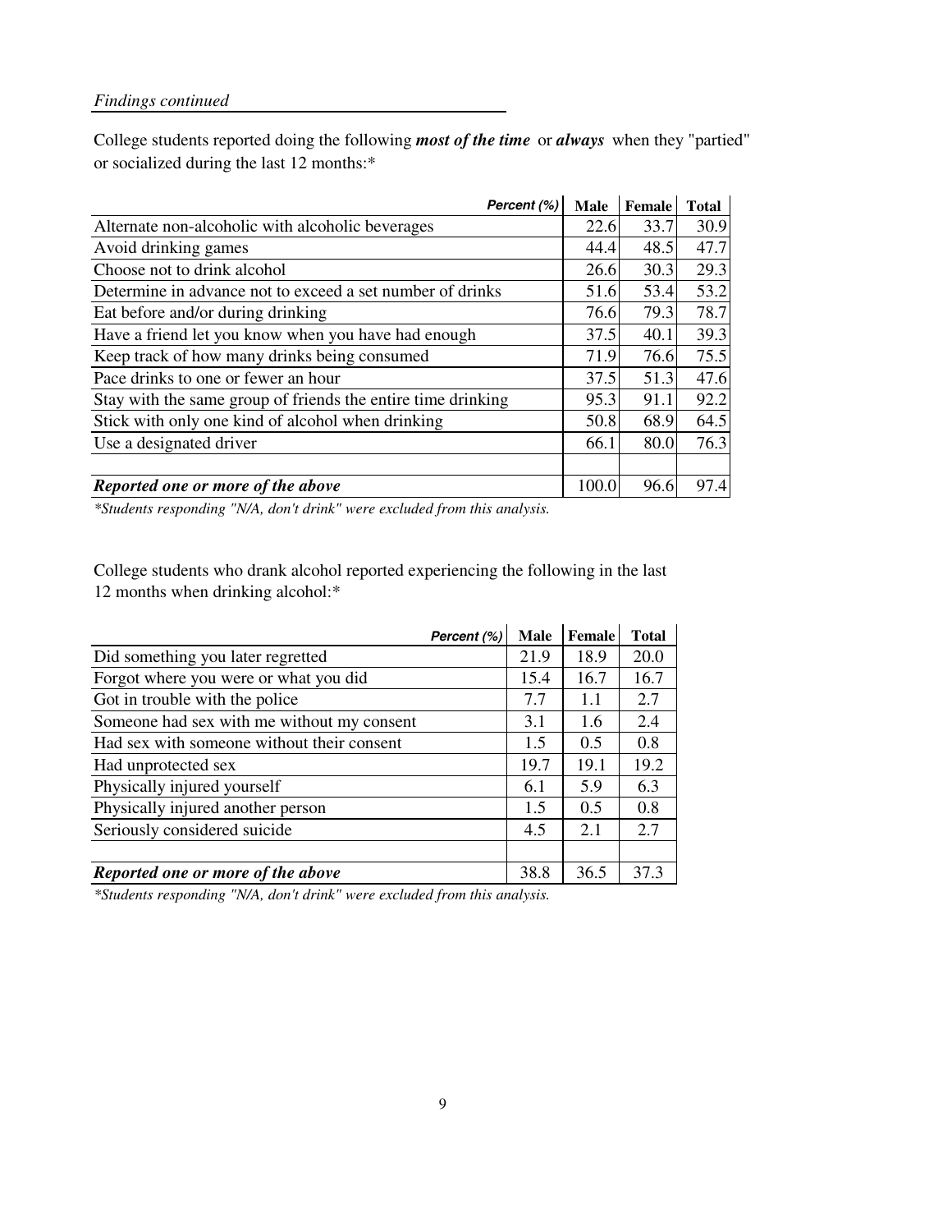*Findings continued*

College students reported doing the following ***most of the time*** or ***always*** when they "partied" or socialized during the last 12 months:*

| Percent (%) | Male | Female | Total |
|---|---|---|---|
| Alternate non-alcoholic with alcoholic beverages | 22.6 | 33.7 | 30.9 |
| Avoid drinking games | 44.4 | 48.5 | 47.7 |
| Choose not to drink alcohol | 26.6 | 30.3 | 29.3 |
| Determine in advance not to exceed a set number of drinks | 51.6 | 53.4 | 53.2 |
| Eat before and/or during drinking | 76.6 | 79.3 | 78.7 |
| Have a friend let you know when you have had enough | 37.5 | 40.1 | 39.3 |
| Keep track of how many drinks being consumed | 71.9 | 76.6 | 75.5 |
| Pace drinks to one or fewer an hour | 37.5 | 51.3 | 47.6 |
| Stay with the same group of friends the entire time drinking | 95.3 | 91.1 | 92.2 |
| Stick with only one kind of alcohol when drinking | 50.8 | 68.9 | 64.5 |
| Use a designated driver | 66.1 | 80.0 | 76.3 |
| | | | |
| ***Reported one or more of the above*** | 100.0 | 96.6 | 97.4 |

**Students responding "N/A, don't drink" were excluded from this analysis.*

College students who drank alcohol reported experiencing the following in the last 12 months when drinking alcohol:*

| Percent (%) | Male | Female | Total |
|---|---|---|---|
| Did something you later regretted | 21.9 | 18.9 | 20.0 |
| Forgot where you were or what you did | 15.4 | 16.7 | 16.7 |
| Got in trouble with the police | 7.7 | 1.1 | 2.7 |
| Someone had sex with me without my consent | 3.1 | 1.6 | 2.4 |
| Had sex with someone without their consent | 1.5 | 0.5 | 0.8 |
| Had unprotected sex | 19.7 | 19.1 | 19.2 |
| Physically injured yourself | 6.1 | 5.9 | 6.3 |
| Physically injured another person | 1.5 | 0.5 | 0.8 |
| Seriously considered suicide | 4.5 | 2.1 | 2.7 |
| | | | |
| ***Reported one or more of the above*** | 38.8 | 36.5 | 37.3 |

**Students responding "N/A, don't drink" were excluded from this analysis.*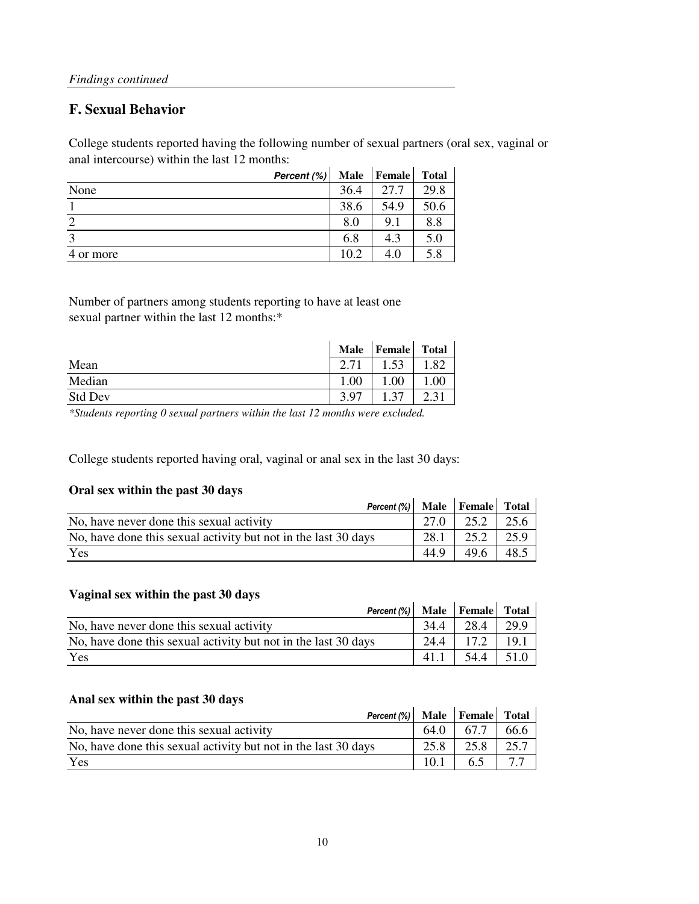*Findings continued*

## F. Sexual Behavior

College students reported having the following number of sexual partners (oral sex, vaginal or anal intercourse) within the last 12 months:

| *Percent (%)* | Male | Female | Total |
|---|---|---|---|
| None | 36.4 | 27.7 | 29.8 |
| 1 | 38.6 | 54.9 | 50.6 |
| 2 | 8.0 | 9.1 | 8.8 |
| 3 | 6.8 | 4.3 | 5.0 |
| 4 or more | 10.2 | 4.0 | 5.8 |

Number of partners among students reporting to have at least one sexual partner within the last 12 months:*

| | Male | Female | Total |
|---|---|---|---|
| Mean | 2.71 | 1.53 | 1.82 |
| Median | 1.00 | 1.00 | 1.00 |
| Std Dev | 3.97 | 1.37 | 2.31 |

*\*Students reporting 0 sexual partners within the last 12 months were excluded.*

College students reported having oral, vaginal or anal sex in the last 30 days:

**Oral sex within the past 30 days**

| *Percent (%)* | Male | Female | Total |
|---|---|---|---|
| No, have never done this sexual activity | 27.0 | 25.2 | 25.6 |
| No, have done this sexual activity but not in the last 30 days | 28.1 | 25.2 | 25.9 |
| Yes | 44.9 | 49.6 | 48.5 |

**Vaginal sex within the past 30 days**

| *Percent (%)* | Male | Female | Total |
|---|---|---|---|
| No, have never done this sexual activity | 34.4 | 28.4 | 29.9 |
| No, have done this sexual activity but not in the last 30 days | 24.4 | 17.2 | 19.1 |
| Yes | 41.1 | 54.4 | 51.0 |

**Anal sex within the past 30 days**

| *Percent (%)* | Male | Female | Total |
|---|---|---|---|
| No, have never done this sexual activity | 64.0 | 67.7 | 66.6 |
| No, have done this sexual activity but not in the last 30 days | 25.8 | 25.8 | 25.7 |
| Yes | 10.1 | 6.5 | 7.7 |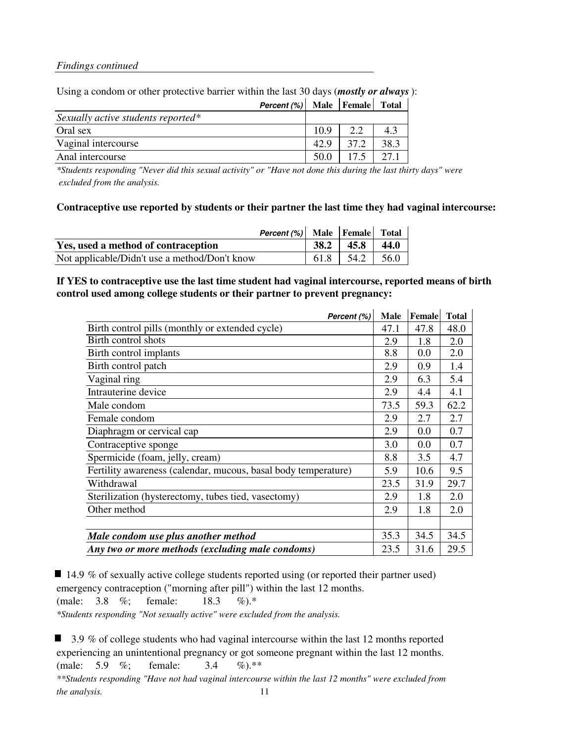*Findings continued*

Using a condom or other protective barrier within the last 30 days (***mostly or always***):

| *Percent (%)* | Male | Female | Total |
|---|---|---|---|
| *Sexually active students reported** | | | |
| Oral sex | 10.9 | 2.2 | 4.3 |
| Vaginal intercourse | 42.9 | 37.2 | 38.3 |
| Anal intercourse | 50.0 | 17.5 | 27.1 |

**Students responding "Never did this sexual activity" or "Have not done this during the last thirty days" were excluded from the analysis.*

**Contraceptive use reported by students or their partner the last time they had vaginal intercourse:**

| *Percent (%)* | Male | Female | Total |
|---|---|---|---|
| **Yes, used a method of contraception** | **38.2** | **45.8** | **44.0** |
| Not applicable/Didn't use a method/Don't know | 61.8 | 54.2 | 56.0 |

**If YES to contraceptive use the last time student had vaginal intercourse, reported means of birth control used among college students or their partner to prevent pregnancy:**

| *Percent (%)* | Male | Female | Total |
|---|---|---|---|
| Birth control pills (monthly or extended cycle) | 47.1 | 47.8 | 48.0 |
| Birth control shots | 2.9 | 1.8 | 2.0 |
| Birth control implants | 8.8 | 0.0 | 2.0 |
| Birth control patch | 2.9 | 0.9 | 1.4 |
| Vaginal ring | 2.9 | 6.3 | 5.4 |
| Intrauterine device | 2.9 | 4.4 | 4.1 |
| Male condom | 73.5 | 59.3 | 62.2 |
| Female condom | 2.9 | 2.7 | 2.7 |
| Diaphragm or cervical cap | 2.9 | 0.0 | 0.7 |
| Contraceptive sponge | 3.0 | 0.0 | 0.7 |
| Spermicide (foam, jelly, cream) | 8.8 | 3.5 | 4.7 |
| Fertility awareness (calendar, mucous, basal body temperature) | 5.9 | 10.6 | 9.5 |
| Withdrawal | 23.5 | 31.9 | 29.7 |
| Sterilization (hysterectomy, tubes tied, vasectomy) | 2.9 | 1.8 | 2.0 |
| Other method | 2.9 | 1.8 | 2.0 |
| | | | |
| ***Male condom use plus another method*** | 35.3 | 34.5 | 34.5 |
| ***Any two or more methods (excluding male condoms)*** | 23.5 | 31.6 | 29.5 |

- 14.9 % of sexually active college students reported using (or reported their partner used) emergency contraception ("morning after pill") within the last 12 months. (male: 3.8 %; female: 18.3 %).*

  **Students responding "Not sexually active" were excluded from the analysis.*

- 3.9 % of college students who had vaginal intercourse within the last 12 months reported experiencing an unintentional pregnancy or got someone pregnant within the last 12 months. (male: 5.9 %; female: 3.4 %).**

  ***Students responding "Have not had vaginal intercourse within the last 12 months" were excluded from the analysis.*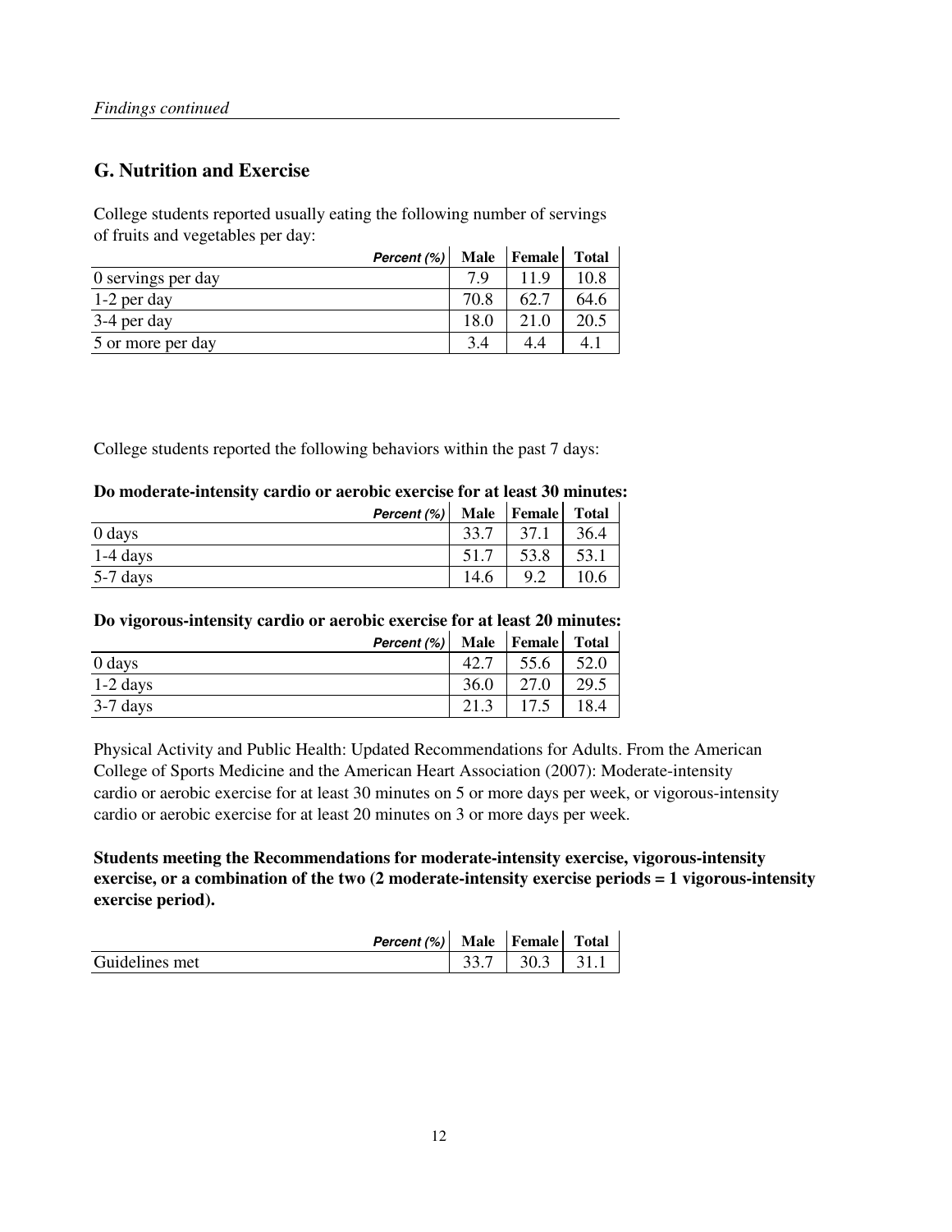*Findings continued*

## G. Nutrition and Exercise

College students reported usually eating the following number of servings of fruits and vegetables per day:

| *Percent (%)* | Male | Female | Total |
|---|---|---|---|
| 0 servings per day | 7.9 | 11.9 | 10.8 |
| 1-2 per day | 70.8 | 62.7 | 64.6 |
| 3-4 per day | 18.0 | 21.0 | 20.5 |
| 5 or more per day | 3.4 | 4.4 | 4.1 |

College students reported the following behaviors within the past 7 days:

**Do moderate-intensity cardio or aerobic exercise for at least 30 minutes:**

| *Percent (%)* | Male | Female | Total |
|---|---|---|---|
| 0 days | 33.7 | 37.1 | 36.4 |
| 1-4 days | 51.7 | 53.8 | 53.1 |
| 5-7 days | 14.6 | 9.2 | 10.6 |

**Do vigorous-intensity cardio or aerobic exercise for at least 20 minutes:**

| *Percent (%)* | Male | Female | Total |
|---|---|---|---|
| 0 days | 42.7 | 55.6 | 52.0 |
| 1-2 days | 36.0 | 27.0 | 29.5 |
| 3-7 days | 21.3 | 17.5 | 18.4 |

Physical Activity and Public Health: Updated Recommendations for Adults. From the American College of Sports Medicine and the American Heart Association (2007): Moderate-intensity cardio or aerobic exercise for at least 30 minutes on 5 or more days per week, or vigorous-intensity cardio or aerobic exercise for at least 20 minutes on 3 or more days per week.

**Students meeting the Recommendations for moderate-intensity exercise, vigorous-intensity exercise, or a combination of the two (2 moderate-intensity exercise periods = 1 vigorous-intensity exercise period).**

| *Percent (%)* | Male | Female | Total |
|---|---|---|---|
| Guidelines met | 33.7 | 30.3 | 31.1 |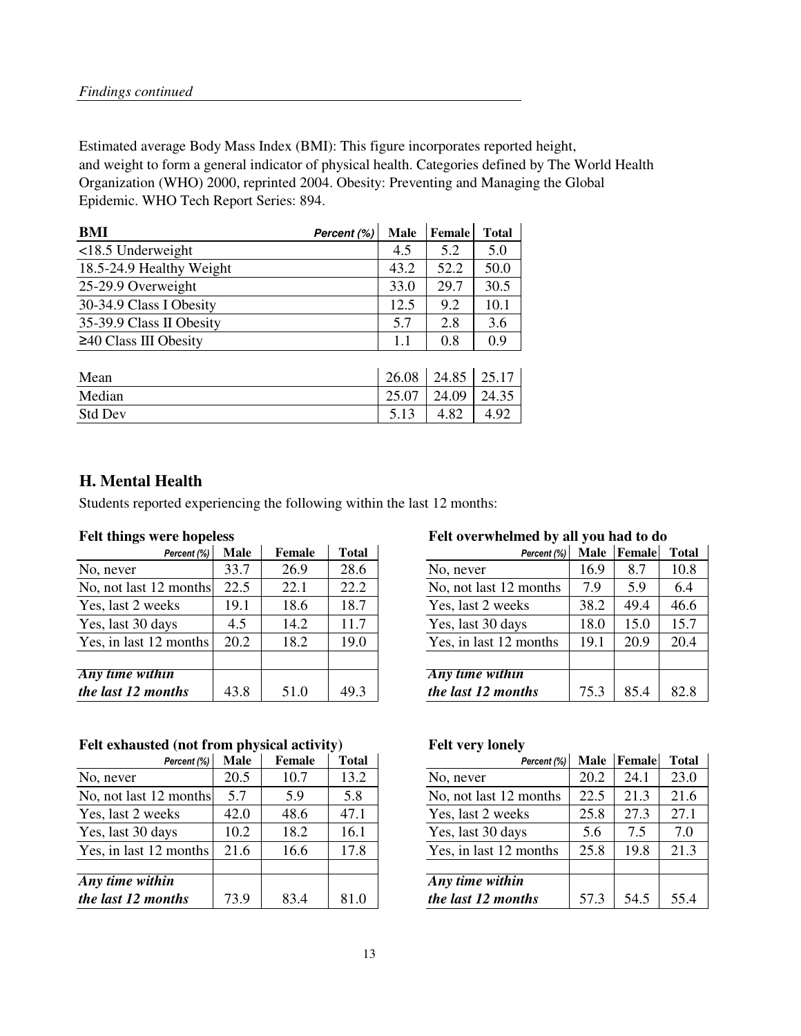*Findings continued*

Estimated average Body Mass Index (BMI): This figure incorporates reported height, and weight to form a general indicator of physical health. Categories defined by The World Health Organization (WHO) 2000, reprinted 2004. Obesity: Preventing and Managing the Global Epidemic. WHO Tech Report Series: 894.

| **BMI** *Percent (%)* | **Male** | **Female** | **Total** |
|---|---|---|---|
| <18.5 Underweight | 4.5 | 5.2 | 5.0 |
| 18.5-24.9 Healthy Weight | 43.2 | 52.2 | 50.0 |
| 25-29.9 Overweight | 33.0 | 29.7 | 30.5 |
| 30-34.9 Class I Obesity | 12.5 | 9.2 | 10.1 |
| 35-39.9 Class II Obesity | 5.7 | 2.8 | 3.6 |
| ≥40 Class III Obesity | 1.1 | 0.8 | 0.9 |
| | | | |
| Mean | 26.08 | 24.85 | 25.17 |
| Median | 25.07 | 24.09 | 24.35 |
| Std Dev | 5.13 | 4.82 | 4.92 |

## H. Mental Health

Students reported experiencing the following within the last 12 months:

**Felt things were hopeless**

| *Percent (%)* | **Male** | **Female** | **Total** |
|---|---|---|---|
| No, never | 33.7 | 26.9 | 28.6 |
| No, not last 12 months | 22.5 | 22.1 | 22.2 |
| Yes, last 2 weeks | 19.1 | 18.6 | 18.7 |
| Yes, last 30 days | 4.5 | 14.2 | 11.7 |
| Yes, in last 12 months | 20.2 | 18.2 | 19.0 |
| | | | |
| ***Any time within the last 12 months*** | 43.8 | 51.0 | 49.3 |

**Felt overwhelmed by all you had to do**

| *Percent (%)* | **Male** | **Female** | **Total** |
|---|---|---|---|
| No, never | 16.9 | 8.7 | 10.8 |
| No, not last 12 months | 7.9 | 5.9 | 6.4 |
| Yes, last 2 weeks | 38.2 | 49.4 | 46.6 |
| Yes, last 30 days | 18.0 | 15.0 | 15.7 |
| Yes, in last 12 months | 19.1 | 20.9 | 20.4 |
| | | | |
| ***Any time within the last 12 months*** | 75.3 | 85.4 | 82.8 |

**Felt exhausted (not from physical activity)**

| *Percent (%)* | **Male** | **Female** | **Total** |
|---|---|---|---|
| No, never | 20.5 | 10.7 | 13.2 |
| No, not last 12 months | 5.7 | 5.9 | 5.8 |
| Yes, last 2 weeks | 42.0 | 48.6 | 47.1 |
| Yes, last 30 days | 10.2 | 18.2 | 16.1 |
| Yes, in last 12 months | 21.6 | 16.6 | 17.8 |
| | | | |
| ***Any time within the last 12 months*** | 73.9 | 83.4 | 81.0 |

**Felt very lonely**

| *Percent (%)* | **Male** | **Female** | **Total** |
|---|---|---|---|
| No, never | 20.2 | 24.1 | 23.0 |
| No, not last 12 months | 22.5 | 21.3 | 21.6 |
| Yes, last 2 weeks | 25.8 | 27.3 | 27.1 |
| Yes, last 30 days | 5.6 | 7.5 | 7.0 |
| Yes, in last 12 months | 25.8 | 19.8 | 21.3 |
| | | | |
| ***Any time within the last 12 months*** | 57.3 | 54.5 | 55.4 |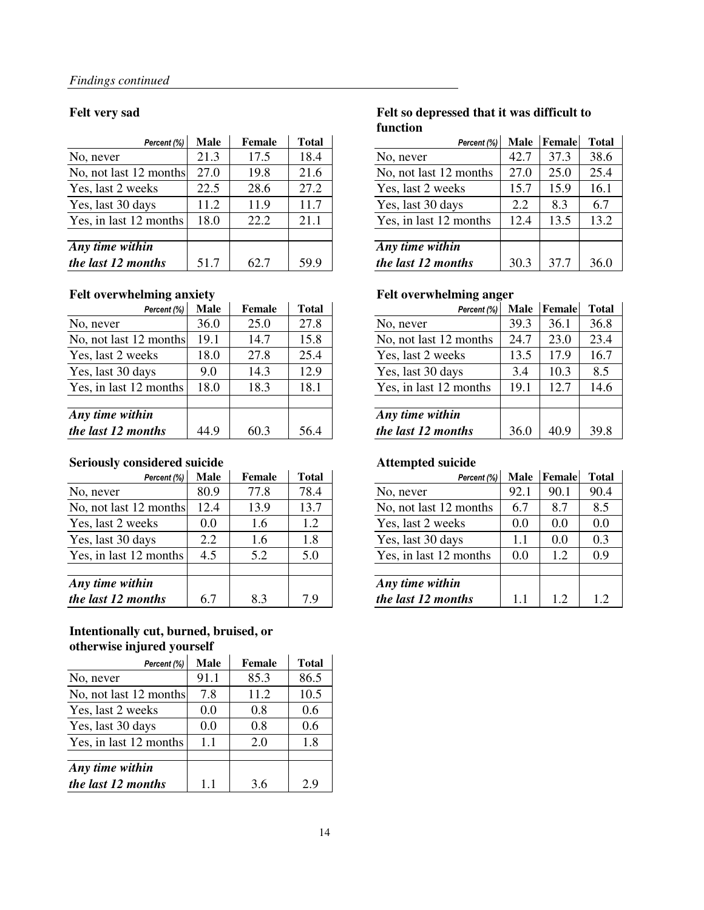*Findings continued*

### Felt very sad

| Percent (%) | Male | Female | Total |
|---|---|---|---|
| No, never | 21.3 | 17.5 | 18.4 |
| No, not last 12 months | 27.0 | 19.8 | 21.6 |
| Yes, last 2 weeks | 22.5 | 28.6 | 27.2 |
| Yes, last 30 days | 11.2 | 11.9 | 11.7 |
| Yes, in last 12 months | 18.0 | 22.2 | 21.1 |
| | | | |
| ***Any time within the last 12 months*** | 51.7 | 62.7 | 59.9 |

### Felt so depressed that it was difficult to function

| Percent (%) | Male | Female | Total |
|---|---|---|---|
| No, never | 42.7 | 37.3 | 38.6 |
| No, not last 12 months | 27.0 | 25.0 | 25.4 |
| Yes, last 2 weeks | 15.7 | 15.9 | 16.1 |
| Yes, last 30 days | 2.2 | 8.3 | 6.7 |
| Yes, in last 12 months | 12.4 | 13.5 | 13.2 |
| | | | |
| ***Any time within the last 12 months*** | 30.3 | 37.7 | 36.0 |

### Felt overwhelming anxiety

| Percent (%) | Male | Female | Total |
|---|---|---|---|
| No, never | 36.0 | 25.0 | 27.8 |
| No, not last 12 months | 19.1 | 14.7 | 15.8 |
| Yes, last 2 weeks | 18.0 | 27.8 | 25.4 |
| Yes, last 30 days | 9.0 | 14.3 | 12.9 |
| Yes, in last 12 months | 18.0 | 18.3 | 18.1 |
| | | | |
| ***Any time within the last 12 months*** | 44.9 | 60.3 | 56.4 |

### Felt overwhelming anger

| Percent (%) | Male | Female | Total |
|---|---|---|---|
| No, never | 39.3 | 36.1 | 36.8 |
| No, not last 12 months | 24.7 | 23.0 | 23.4 |
| Yes, last 2 weeks | 13.5 | 17.9 | 16.7 |
| Yes, last 30 days | 3.4 | 10.3 | 8.5 |
| Yes, in last 12 months | 19.1 | 12.7 | 14.6 |
| | | | |
| ***Any time within the last 12 months*** | 36.0 | 40.9 | 39.8 |

### Seriously considered suicide

| Percent (%) | Male | Female | Total |
|---|---|---|---|
| No, never | 80.9 | 77.8 | 78.4 |
| No, not last 12 months | 12.4 | 13.9 | 13.7 |
| Yes, last 2 weeks | 0.0 | 1.6 | 1.2 |
| Yes, last 30 days | 2.2 | 1.6 | 1.8 |
| Yes, in last 12 months | 4.5 | 5.2 | 5.0 |
| | | | |
| ***Any time within the last 12 months*** | 6.7 | 8.3 | 7.9 |

### Attempted suicide

| Percent (%) | Male | Female | Total |
|---|---|---|---|
| No, never | 92.1 | 90.1 | 90.4 |
| No, not last 12 months | 6.7 | 8.7 | 8.5 |
| Yes, last 2 weeks | 0.0 | 0.0 | 0.0 |
| Yes, last 30 days | 1.1 | 0.0 | 0.3 |
| Yes, in last 12 months | 0.0 | 1.2 | 0.9 |
| | | | |
| ***Any time within the last 12 months*** | 1.1 | 1.2 | 1.2 |

### Intentionally cut, burned, bruised, or otherwise injured yourself

| Percent (%) | Male | Female | Total |
|---|---|---|---|
| No, never | 91.1 | 85.3 | 86.5 |
| No, not last 12 months | 7.8 | 11.2 | 10.5 |
| Yes, last 2 weeks | 0.0 | 0.8 | 0.6 |
| Yes, last 30 days | 0.0 | 0.8 | 0.6 |
| Yes, in last 12 months | 1.1 | 2.0 | 1.8 |
| | | | |
| ***Any time within the last 12 months*** | 1.1 | 3.6 | 2.9 |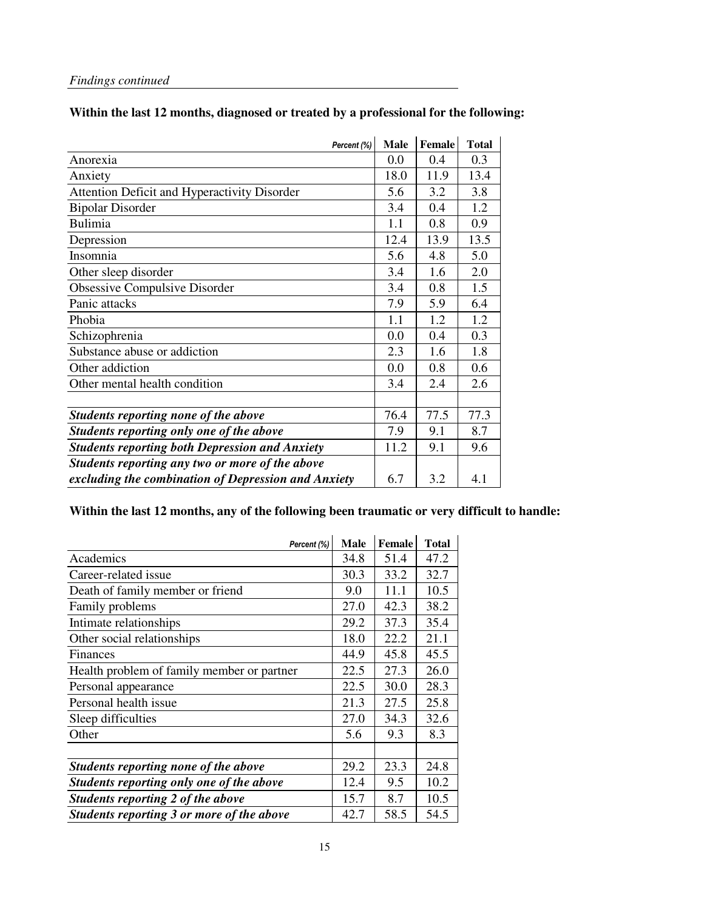*Findings continued*

**Within the last 12 months, diagnosed or treated by a professional for the following:**

| *Percent (%)* | Male | Female | Total |
|---|---|---|---|
| Anorexia | 0.0 | 0.4 | 0.3 |
| Anxiety | 18.0 | 11.9 | 13.4 |
| Attention Deficit and Hyperactivity Disorder | 5.6 | 3.2 | 3.8 |
| Bipolar Disorder | 3.4 | 0.4 | 1.2 |
| Bulimia | 1.1 | 0.8 | 0.9 |
| Depression | 12.4 | 13.9 | 13.5 |
| Insomnia | 5.6 | 4.8 | 5.0 |
| Other sleep disorder | 3.4 | 1.6 | 2.0 |
| Obsessive Compulsive Disorder | 3.4 | 0.8 | 1.5 |
| Panic attacks | 7.9 | 5.9 | 6.4 |
| Phobia | 1.1 | 1.2 | 1.2 |
| Schizophrenia | 0.0 | 0.4 | 0.3 |
| Substance abuse or addiction | 2.3 | 1.6 | 1.8 |
| Other addiction | 0.0 | 0.8 | 0.6 |
| Other mental health condition | 3.4 | 2.4 | 2.6 |
| | | | |
| ***Students reporting none of the above*** | 76.4 | 77.5 | 77.3 |
| ***Students reporting only one of the above*** | 7.9 | 9.1 | 8.7 |
| ***Students reporting both Depression and Anxiety*** | 11.2 | 9.1 | 9.6 |
| ***Students reporting any two or more of the above excluding the combination of Depression and Anxiety*** | 6.7 | 3.2 | 4.1 |

**Within the last 12 months, any of the following been traumatic or very difficult to handle:**

| *Percent (%)* | Male | Female | Total |
|---|---|---|---|
| Academics | 34.8 | 51.4 | 47.2 |
| Career-related issue | 30.3 | 33.2 | 32.7 |
| Death of family member or friend | 9.0 | 11.1 | 10.5 |
| Family problems | 27.0 | 42.3 | 38.2 |
| Intimate relationships | 29.2 | 37.3 | 35.4 |
| Other social relationships | 18.0 | 22.2 | 21.1 |
| Finances | 44.9 | 45.8 | 45.5 |
| Health problem of family member or partner | 22.5 | 27.3 | 26.0 |
| Personal appearance | 22.5 | 30.0 | 28.3 |
| Personal health issue | 21.3 | 27.5 | 25.8 |
| Sleep difficulties | 27.0 | 34.3 | 32.6 |
| Other | 5.6 | 9.3 | 8.3 |
| | | | |
| ***Students reporting none of the above*** | 29.2 | 23.3 | 24.8 |
| ***Students reporting only one of the above*** | 12.4 | 9.5 | 10.2 |
| ***Students reporting 2 of the above*** | 15.7 | 8.7 | 10.5 |
| ***Students reporting 3 or more of the above*** | 42.7 | 58.5 | 54.5 |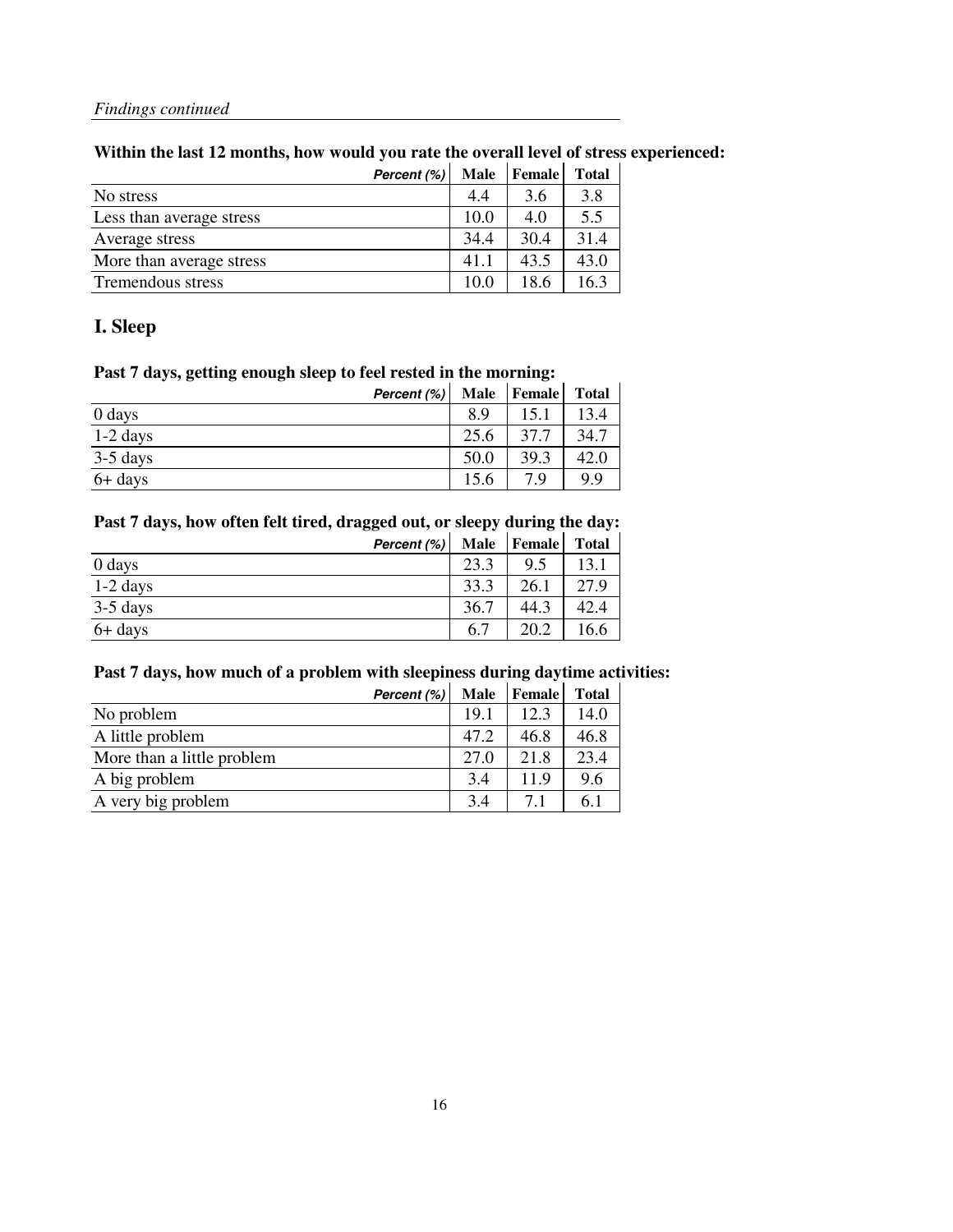*Findings continued*

**Within the last 12 months, how would you rate the overall level of stress experienced:**

| *Percent (%)* | Male | Female | Total |
|---|---|---|---|
| No stress | 4.4 | 3.6 | 3.8 |
| Less than average stress | 10.0 | 4.0 | 5.5 |
| Average stress | 34.4 | 30.4 | 31.4 |
| More than average stress | 41.1 | 43.5 | 43.0 |
| Tremendous stress | 10.0 | 18.6 | 16.3 |

## I. Sleep

**Past 7 days, getting enough sleep to feel rested in the morning:**

| *Percent (%)* | Male | Female | Total |
|---|---|---|---|
| 0 days | 8.9 | 15.1 | 13.4 |
| 1-2 days | 25.6 | 37.7 | 34.7 |
| 3-5 days | 50.0 | 39.3 | 42.0 |
| 6+ days | 15.6 | 7.9 | 9.9 |

**Past 7 days, how often felt tired, dragged out, or sleepy during the day:**

| *Percent (%)* | Male | Female | Total |
|---|---|---|---|
| 0 days | 23.3 | 9.5 | 13.1 |
| 1-2 days | 33.3 | 26.1 | 27.9 |
| 3-5 days | 36.7 | 44.3 | 42.4 |
| 6+ days | 6.7 | 20.2 | 16.6 |

**Past 7 days, how much of a problem with sleepiness during daytime activities:**

| *Percent (%)* | Male | Female | Total |
|---|---|---|---|
| No problem | 19.1 | 12.3 | 14.0 |
| A little problem | 47.2 | 46.8 | 46.8 |
| More than a little problem | 27.0 | 21.8 | 23.4 |
| A big problem | 3.4 | 11.9 | 9.6 |
| A very big problem | 3.4 | 7.1 | 6.1 |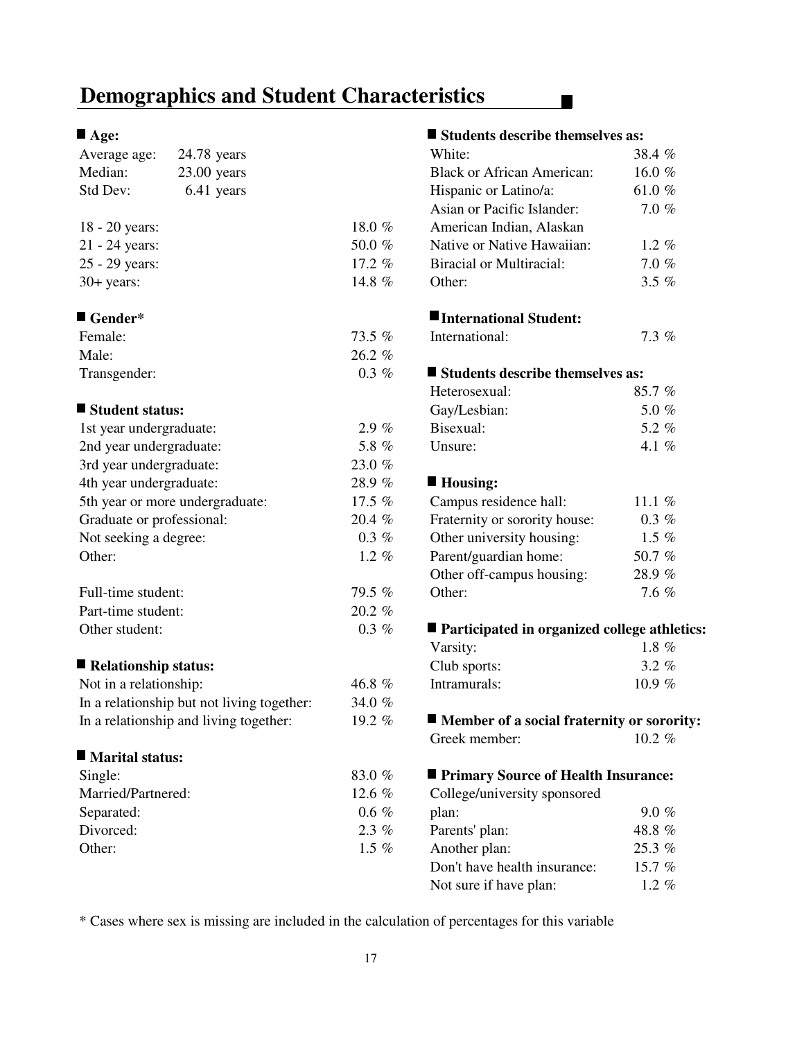# Demographics and Student Characteristics

**Age:**

| | | |
|---|---|---|
| Average age: | 24.78 years | |
| Median: | 23.00 years | |
| Std Dev: | 6.41 years | |

| | |
|---|---|
| 18 - 20 years: | 18.0 % |
| 21 - 24 years: | 50.0 % |
| 25 - 29 years: | 17.2 % |
| 30+ years: | 14.8 % |

**Gender***

| | |
|---|---|
| Female: | 73.5 % |
| Male: | 26.2 % |
| Transgender: | 0.3 % |

**Student status:**

| | |
|---|---|
| 1st year undergraduate: | 2.9 % |
| 2nd year undergraduate: | 5.8 % |
| 3rd year undergraduate: | 23.0 % |
| 4th year undergraduate: | 28.9 % |
| 5th year or more undergraduate: | 17.5 % |
| Graduate or professional: | 20.4 % |
| Not seeking a degree: | 0.3 % |
| Other: | 1.2 % |

| | |
|---|---|
| Full-time student: | 79.5 % |
| Part-time student: | 20.2 % |
| Other student: | 0.3 % |

**Relationship status:**

| | |
|---|---|
| Not in a relationship: | 46.8 % |
| In a relationship but not living together: | 34.0 % |
| In a relationship and living together: | 19.2 % |

**Marital status:**

| | |
|---|---|
| Single: | 83.0 % |
| Married/Partnered: | 12.6 % |
| Separated: | 0.6 % |
| Divorced: | 2.3 % |
| Other: | 1.5 % |

**Students describe themselves as:**

| | |
|---|---|
| White: | 38.4 % |
| Black or African American: | 16.0 % |
| Hispanic or Latino/a: | 61.0 % |
| Asian or Pacific Islander: | 7.0 % |
| American Indian, Alaskan Native or Native Hawaiian: | 1.2 % |
| Biracial or Multiracial: | 7.0 % |
| Other: | 3.5 % |

**International Student:**

| | |
|---|---|
| International: | 7.3 % |

**Students describe themselves as:**

| | |
|---|---|
| Heterosexual: | 85.7 % |
| Gay/Lesbian: | 5.0 % |
| Bisexual: | 5.2 % |
| Unsure: | 4.1 % |

**Housing:**

| | |
|---|---|
| Campus residence hall: | 11.1 % |
| Fraternity or sorority house: | 0.3 % |
| Other university housing: | 1.5 % |
| Parent/guardian home: | 50.7 % |
| Other off-campus housing: | 28.9 % |
| Other: | 7.6 % |

**Participated in organized college athletics:**

| | |
|---|---|
| Varsity: | 1.8 % |
| Club sports: | 3.2 % |
| Intramurals: | 10.9 % |

**Member of a social fraternity or sorority:**

| | |
|---|---|
| Greek member: | 10.2 % |

**Primary Source of Health Insurance:**

| | |
|---|---|
| College/university sponsored plan: | 9.0 % |
| Parents' plan: | 48.8 % |
| Another plan: | 25.3 % |
| Don't have health insurance: | 15.7 % |
| Not sure if have plan: | 1.2 % |

* Cases where sex is missing are included in the calculation of percentages for this variable